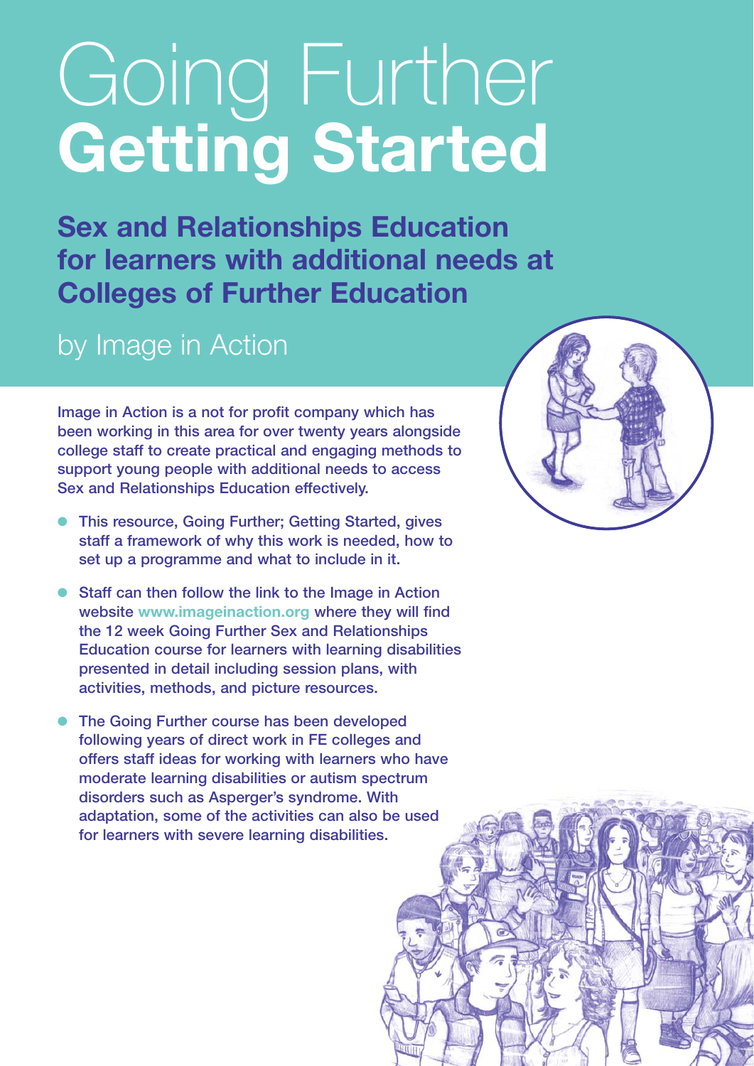# Going Further **Getting Started**

## Sex and Relationships Education for learners with additional needs at Colleges of Further Education

by Image in Action

**Image in Action is a not for profit company which has been working in this area for over twenty years alongside college staff to create practical and engaging methods to support young people with additional needs to access Sex and Relationships Education effectively.**

- **This resource, Going Further; Getting Started, gives staff a framework of why this work is needed, how to set up a programme and what to include in it.**
- **Staff can then follow the link to the Image in Action website www.imageinaction.org where they will find the 12 week Going Further Sex and Relationships Education course for learners with learning disabilities presented in detail including session plans, with activities, methods, and picture resources.**
- **The Going Further course has been developed following years of direct work in FE colleges and offers staff ideas for working with learners who have moderate learning disabilities or autism spectrum disorders such as Asperger's syndrome. With adaptation, some of the activities can also be used for learners with severe learning disabilities.**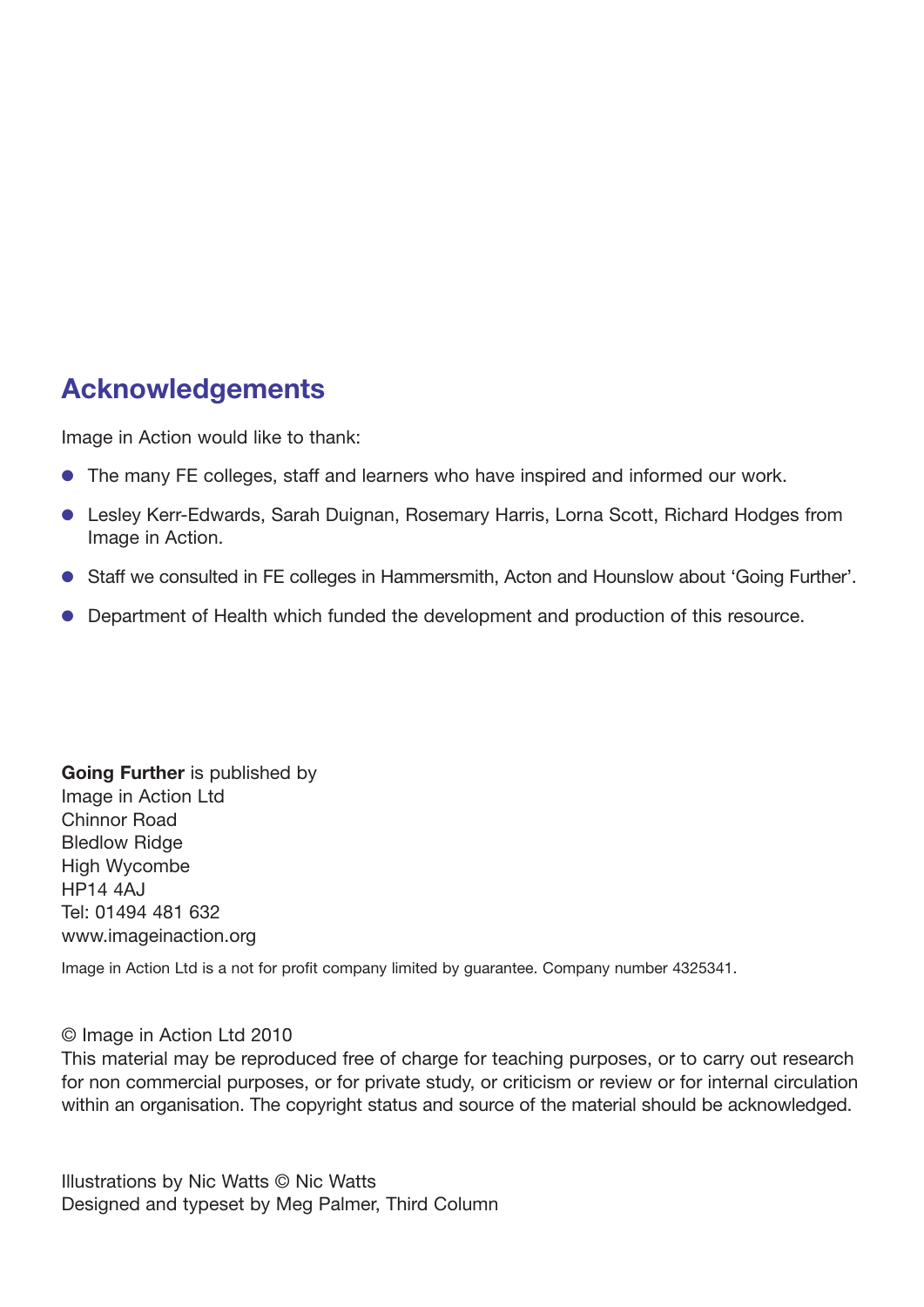## Acknowledgements

Image in Action would like to thank:

- The many FE colleges, staff and learners who have inspired and informed our work.
- Lesley Kerr-Edwards, Sarah Duignan, Rosemary Harris, Lorna Scott, Richard Hodges from Image in Action.
- Staff we consulted in FE colleges in Hammersmith, Acton and Hounslow about 'Going Further'.
- Department of Health which funded the development and production of this resource.

**Going Further** is published by
Image in Action Ltd
Chinnor Road
Bledlow Ridge
High Wycombe
HP14 4AJ
Tel: 01494 481 632
www.imageinaction.org

Image in Action Ltd is a not for profit company limited by guarantee. Company number 4325341.

© Image in Action Ltd 2010
This material may be reproduced free of charge for teaching purposes, or to carry out research for non commercial purposes, or for private study, or criticism or review or for internal circulation within an organisation. The copyright status and source of the material should be acknowledged.

Illustrations by Nic Watts © Nic Watts
Designed and typeset by Meg Palmer, Third Column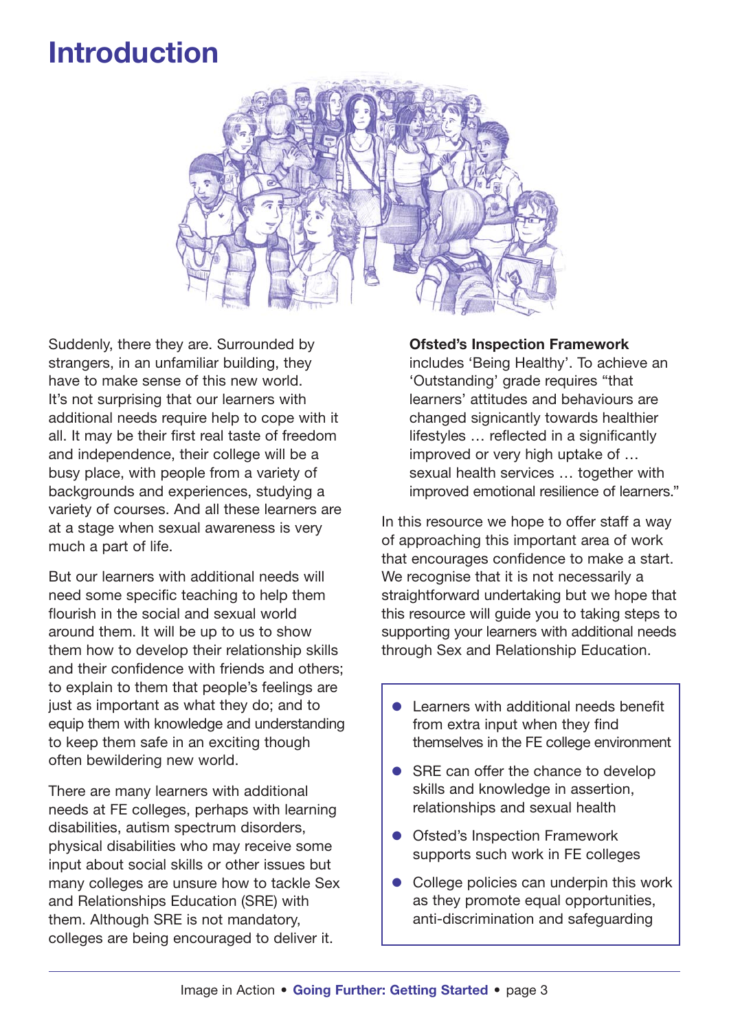# Introduction

Suddenly, there they are. Surrounded by strangers, in an unfamiliar building, they have to make sense of this new world. It's not surprising that our learners with additional needs require help to cope with it all. It may be their first real taste of freedom and independence, their college will be a busy place, with people from a variety of backgrounds and experiences, studying a variety of courses. And all these learners are at a stage when sexual awareness is very much a part of life.

But our learners with additional needs will need some specific teaching to help them flourish in the social and sexual world around them. It will be up to us to show them how to develop their relationship skills and their confidence with friends and others; to explain to them that people's feelings are just as important as what they do; and to equip them with knowledge and understanding to keep them safe in an exciting though often bewildering new world.

There are many learners with additional needs at FE colleges, perhaps with learning disabilities, autism spectrum disorders, physical disabilities who may receive some input about social skills or other issues but many colleges are unsure how to tackle Sex and Relationships Education (SRE) with them. Although SRE is not mandatory, colleges are being encouraged to deliver it.

**Ofsted's Inspection Framework** includes 'Being Healthy'. To achieve an 'Outstanding' grade requires "that learners' attitudes and behaviours are changed signicantly towards healthier lifestyles … reflected in a significantly improved or very high uptake of … sexual health services … together with improved emotional resilience of learners."

In this resource we hope to offer staff a way of approaching this important area of work that encourages confidence to make a start. We recognise that it is not necessarily a straightforward undertaking but we hope that this resource will guide you to taking steps to supporting your learners with additional needs through Sex and Relationship Education.

- Learners with additional needs benefit from extra input when they find themselves in the FE college environment
- SRE can offer the chance to develop skills and knowledge in assertion, relationships and sexual health
- Ofsted's Inspection Framework supports such work in FE colleges
- College policies can underpin this work as they promote equal opportunities, anti-discrimination and safeguarding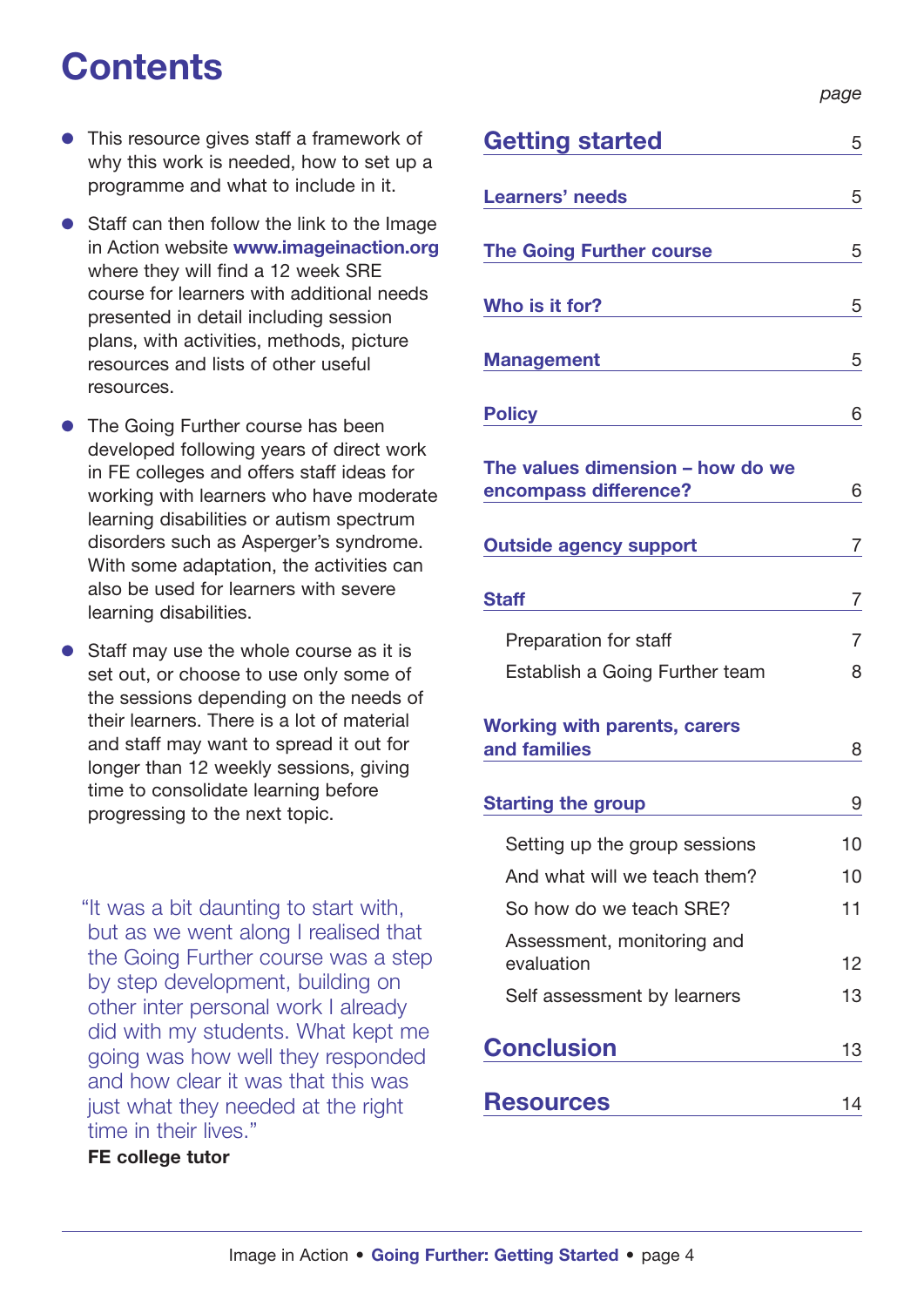# Contents

- This resource gives staff a framework of why this work is needed, how to set up a programme and what to include in it.
- Staff can then follow the link to the Image in Action website **www.imageinaction.org** where they will find a 12 week SRE course for learners with additional needs presented in detail including session plans, with activities, methods, picture resources and lists of other useful resources.
- The Going Further course has been developed following years of direct work in FE colleges and offers staff ideas for working with learners who have moderate learning disabilities or autism spectrum disorders such as Asperger's syndrome. With some adaptation, the activities can also be used for learners with severe learning disabilities.
- Staff may use the whole course as it is set out, or choose to use only some of the sessions depending on the needs of their learners. There is a lot of material and staff may want to spread it out for longer than 12 weekly sessions, giving time to consolidate learning before progressing to the next topic.

"It was a bit daunting to start with, but as we went along I realised that the Going Further course was a step by step development, building on other inter personal work I already did with my students. What kept me going was how well they responded and how clear it was that this was just what they needed at the right time in their lives."

**FE college tutor**

| | page |
|---|---|
| **Getting started** | 5 |
| **Learners' needs** | 5 |
| **The Going Further course** | 5 |
| **Who is it for?** | 5 |
| **Management** | 5 |
| **Policy** | 6 |
| **The values dimension – how do we encompass difference?** | 6 |
| **Outside agency support** | 7 |
| **Staff** | 7 |
| Preparation for staff | 7 |
| Establish a Going Further team | 8 |
| **Working with parents, carers and families** | 8 |
| **Starting the group** | 9 |
| Setting up the group sessions | 10 |
| And what will we teach them? | 10 |
| So how do we teach SRE? | 11 |
| Assessment, monitoring and evaluation | 12 |
| Self assessment by learners | 13 |
| **Conclusion** | 13 |
| **Resources** | 14 |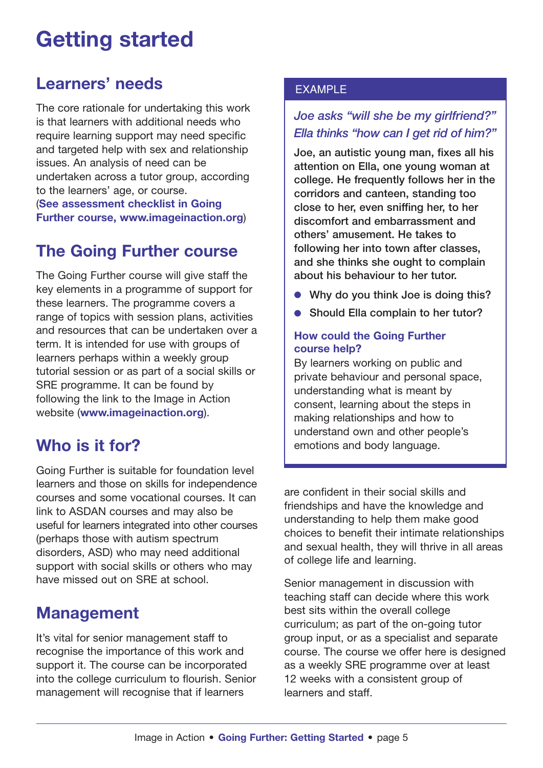# Getting started

## Learners' needs

The core rationale for undertaking this work is that learners with additional needs who require learning support may need specific and targeted help with sex and relationship issues. An analysis of need can be undertaken across a tutor group, according to the learners' age, or course. (**See assessment checklist in Going Further course, www.imageinaction.org**)

## The Going Further course

The Going Further course will give staff the key elements in a programme of support for these learners. The programme covers a range of topics with session plans, activities and resources that can be undertaken over a term. It is intended for use with groups of learners perhaps within a weekly group tutorial session or as part of a social skills or SRE programme. It can be found by following the link to the Image in Action website (**www.imageinaction.org**).

## Who is it for?

Going Further is suitable for foundation level learners and those on skills for independence courses and some vocational courses. It can link to ASDAN courses and may also be useful for learners integrated into other courses (perhaps those with autism spectrum disorders, ASD) who may need additional support with social skills or others who may have missed out on SRE at school.

## Management

It's vital for senior management staff to recognise the importance of this work and support it. The course can be incorporated into the college curriculum to flourish. Senior management will recognise that if learners are confident in their social skills and friendships and have the knowledge and understanding to help them make good choices to benefit their intimate relationships and sexual health, they will thrive in all areas of college life and learning.

Senior management in discussion with teaching staff can decide where this work best sits within the overall college curriculum; as part of the on-going tutor group input, or as a specialist and separate course. The course we offer here is designed as a weekly SRE programme over at least 12 weeks with a consistent group of learners and staff.

---

EXAMPLE

*Joe asks "will she be my girlfriend?" Ella thinks "how can I get rid of him?"*

**Joe, an autistic young man, fixes all his attention on Ella, one young woman at college. He frequently follows her in the corridors and canteen, standing too close to her, even sniffing her, to her discomfort and embarrassment and others' amusement. He takes to following her into town after classes, and she thinks she ought to complain about his behaviour to her tutor.**

- **Why do you think Joe is doing this?**
- **Should Ella complain to her tutor?**

**How could the Going Further course help?**

By learners working on public and private behaviour and personal space, understanding what is meant by consent, learning about the steps in making relationships and how to understand own and other people's emotions and body language.

---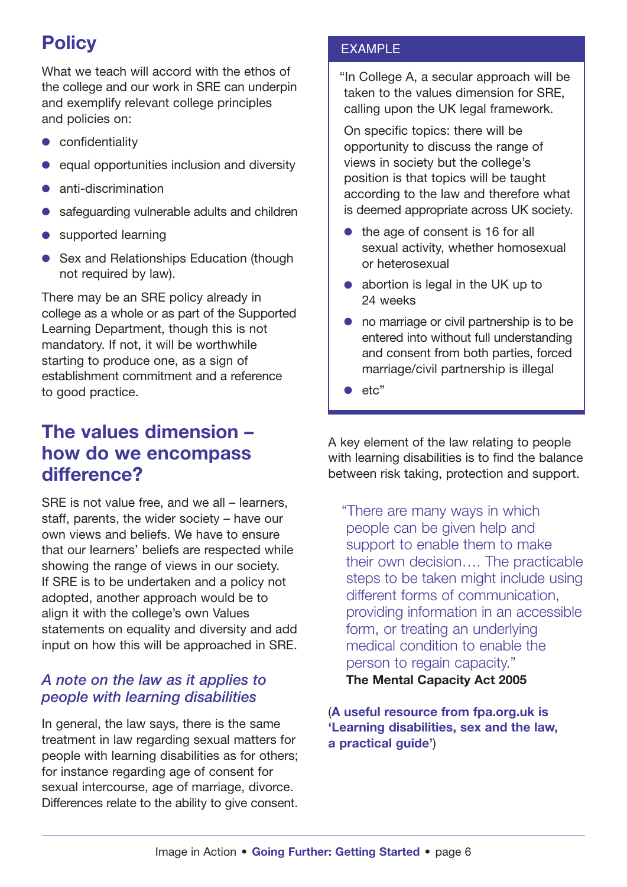## Policy

What we teach will accord with the ethos of the college and our work in SRE can underpin and exemplify relevant college principles and policies on:

- confidentiality
- equal opportunities inclusion and diversity
- anti-discrimination
- safeguarding vulnerable adults and children
- supported learning
- Sex and Relationships Education (though not required by law).

There may be an SRE policy already in college as a whole or as part of the Supported Learning Department, though this is not mandatory. If not, it will be worthwhile starting to produce one, as a sign of establishment commitment and a reference to good practice.

## The values dimension – how do we encompass difference?

SRE is not value free, and we all – learners, staff, parents, the wider society – have our own views and beliefs. We have to ensure that our learners' beliefs are respected while showing the range of views in our society. If SRE is to be undertaken and a policy not adopted, another approach would be to align it with the college's own Values statements on equality and diversity and add input on how this will be approached in SRE.

### *A note on the law as it applies to people with learning disabilities*

In general, the law says, there is the same treatment in law regarding sexual matters for people with learning disabilities as for others; for instance regarding age of consent for sexual intercourse, age of marriage, divorce. Differences relate to the ability to give consent.

> **EXAMPLE**
>
> "In College A, a secular approach will be taken to the values dimension for SRE, calling upon the UK legal framework.
>
> On specific topics: there will be opportunity to discuss the range of views in society but the college's position is that topics will be taught according to the law and therefore what is deemed appropriate across UK society.
>
> - the age of consent is 16 for all sexual activity, whether homosexual or heterosexual
> - abortion is legal in the UK up to 24 weeks
> - no marriage or civil partnership is to be entered into without full understanding and consent from both parties, forced marriage/civil partnership is illegal
> - etc"

A key element of the law relating to people with learning disabilities is to find the balance between risk taking, protection and support.

> "There are many ways in which people can be given help and support to enable them to make their own decision…. The practicable steps to be taken might include using different forms of communication, providing information in an accessible form, or treating an underlying medical condition to enable the person to regain capacity."
>
> **The Mental Capacity Act 2005**

(**A useful resource from fpa.org.uk is 'Learning disabilities, sex and the law, a practical guide'**)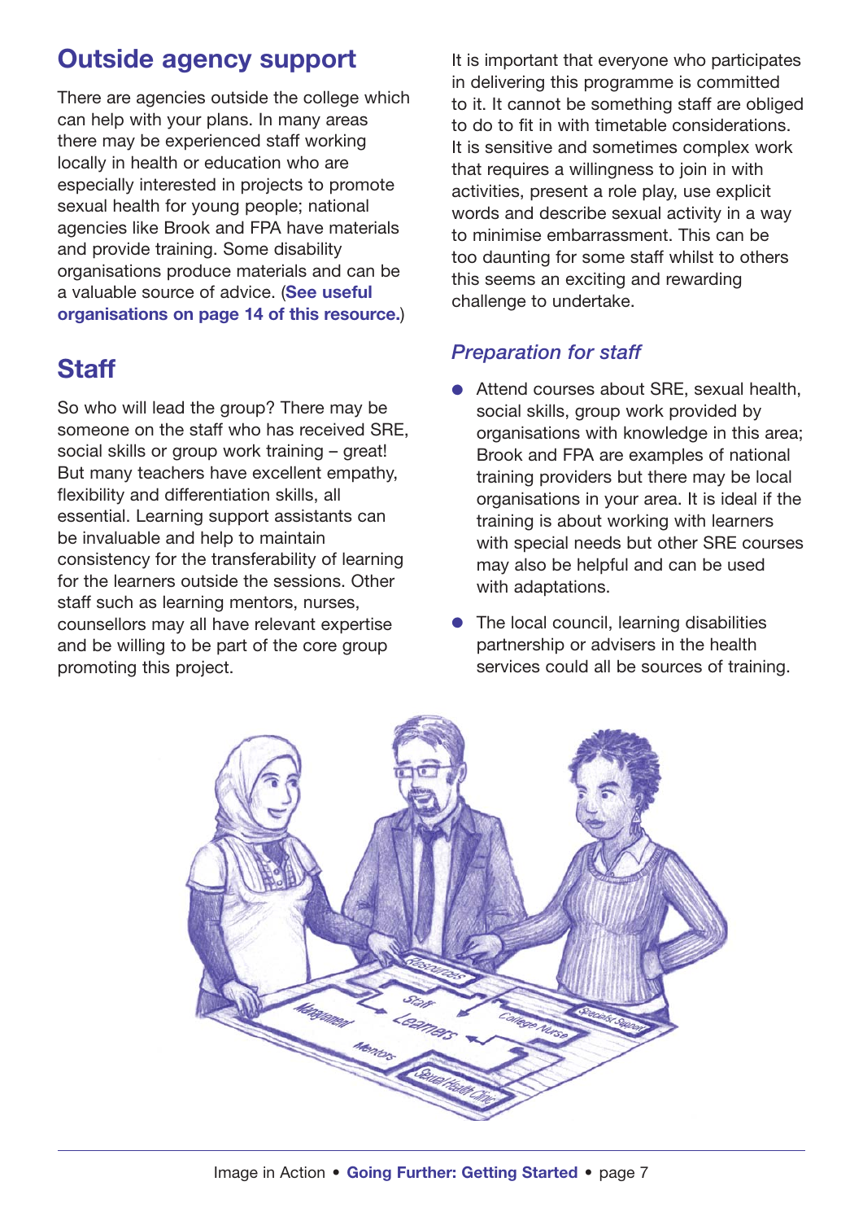## Outside agency support

There are agencies outside the college which can help with your plans. In many areas there may be experienced staff working locally in health or education who are especially interested in projects to promote sexual health for young people; national agencies like Brook and FPA have materials and provide training. Some disability organisations produce materials and can be a valuable source of advice. (**See useful organisations on page 14 of this resource.**)

## Staff

So who will lead the group? There may be someone on the staff who has received SRE, social skills or group work training – great! But many teachers have excellent empathy, flexibility and differentiation skills, all essential. Learning support assistants can be invaluable and help to maintain consistency for the transferability of learning for the learners outside the sessions. Other staff such as learning mentors, nurses, counsellors may all have relevant expertise and be willing to be part of the core group promoting this project.

It is important that everyone who participates in delivering this programme is committed to it. It cannot be something staff are obliged to do to fit in with timetable considerations. It is sensitive and sometimes complex work that requires a willingness to join in with activities, present a role play, use explicit words and describe sexual activity in a way to minimise embarrassment. This can be too daunting for some staff whilst to others this seems an exciting and rewarding challenge to undertake.

### *Preparation for staff*

- Attend courses about SRE, sexual health, social skills, group work provided by organisations with knowledge in this area; Brook and FPA are examples of national training providers but there may be local organisations in your area. It is ideal if the training is about working with learners with special needs but other SRE courses may also be helpful and can be used with adaptations.
- The local council, learning disabilities partnership or advisers in the health services could all be sources of training.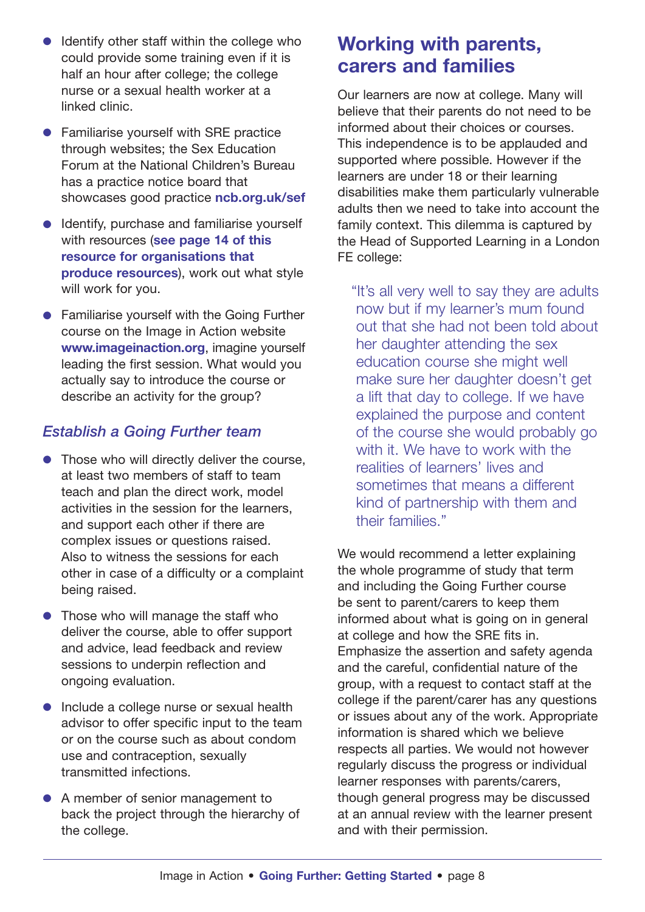- Identify other staff within the college who could provide some training even if it is half an hour after college; the college nurse or a sexual health worker at a linked clinic.
- Familiarise yourself with SRE practice through websites; the Sex Education Forum at the National Children's Bureau has a practice notice board that showcases good practice **ncb.org.uk/sef**
- Identify, purchase and familiarise yourself with resources (**see page 14 of this resource for organisations that produce resources**), work out what style will work for you.
- Familiarise yourself with the Going Further course on the Image in Action website **www.imageinaction.org**, imagine yourself leading the first session. What would you actually say to introduce the course or describe an activity for the group?

### *Establish a Going Further team*

- Those who will directly deliver the course, at least two members of staff to team teach and plan the direct work, model activities in the session for the learners, and support each other if there are complex issues or questions raised. Also to witness the sessions for each other in case of a difficulty or a complaint being raised.
- Those who will manage the staff who deliver the course, able to offer support and advice, lead feedback and review sessions to underpin reflection and ongoing evaluation.
- Include a college nurse or sexual health advisor to offer specific input to the team or on the course such as about condom use and contraception, sexually transmitted infections.
- A member of senior management to back the project through the hierarchy of the college.

## Working with parents, carers and families

Our learners are now at college. Many will believe that their parents do not need to be informed about their choices or courses. This independence is to be applauded and supported where possible. However if the learners are under 18 or their learning disabilities make them particularly vulnerable adults then we need to take into account the family context. This dilemma is captured by the Head of Supported Learning in a London FE college:

> "It's all very well to say they are adults now but if my learner's mum found out that she had not been told about her daughter attending the sex education course she might well make sure her daughter doesn't get a lift that day to college. If we have explained the purpose and content of the course she would probably go with it. We have to work with the realities of learners' lives and sometimes that means a different kind of partnership with them and their families."

We would recommend a letter explaining the whole programme of study that term and including the Going Further course be sent to parent/carers to keep them informed about what is going on in general at college and how the SRE fits in. Emphasize the assertion and safety agenda and the careful, confidential nature of the group, with a request to contact staff at the college if the parent/carer has any questions or issues about any of the work. Appropriate information is shared which we believe respects all parties. We would not however regularly discuss the progress or individual learner responses with parents/carers, though general progress may be discussed at an annual review with the learner present and with their permission.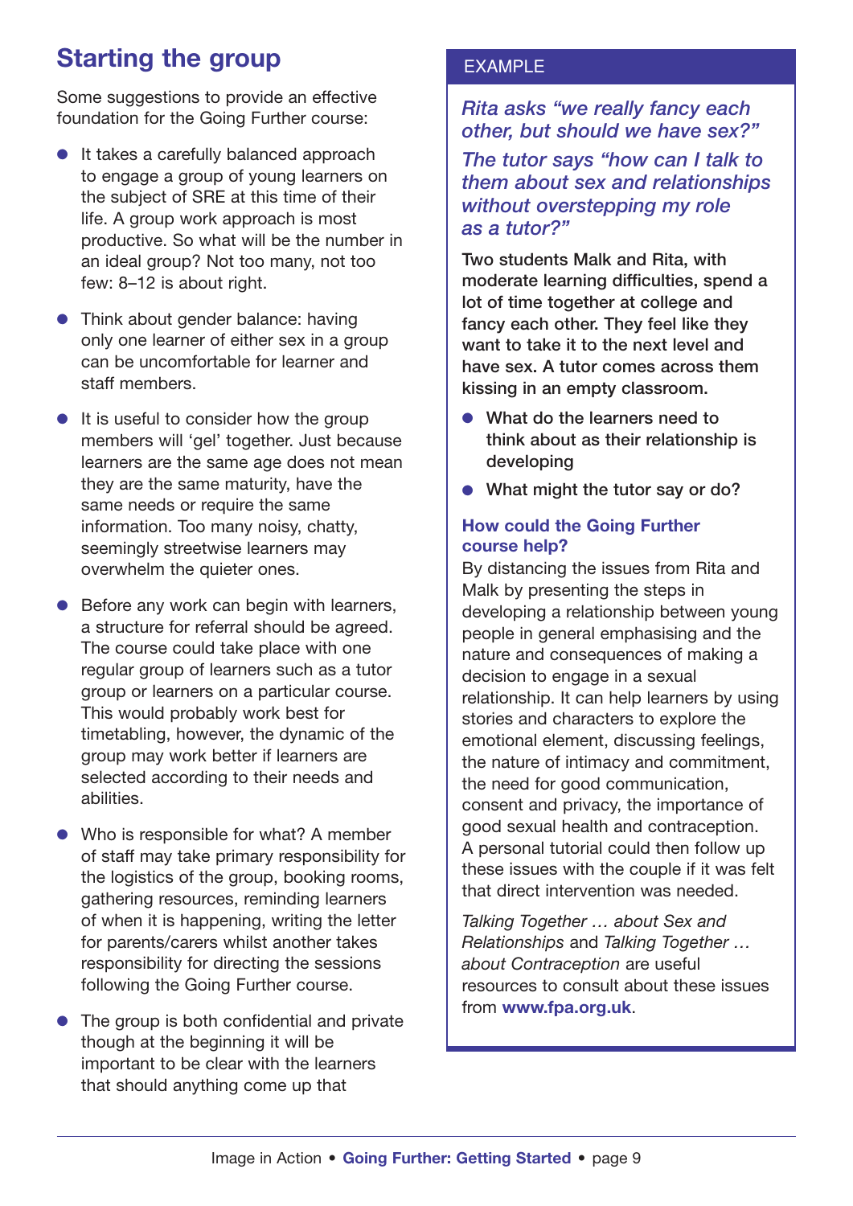## Starting the group

Some suggestions to provide an effective foundation for the Going Further course:

- It takes a carefully balanced approach to engage a group of young learners on the subject of SRE at this time of their life. A group work approach is most productive. So what will be the number in an ideal group? Not too many, not too few: 8–12 is about right.
- Think about gender balance: having only one learner of either sex in a group can be uncomfortable for learner and staff members.
- It is useful to consider how the group members will 'gel' together. Just because learners are the same age does not mean they are the same maturity, have the same needs or require the same information. Too many noisy, chatty, seemingly streetwise learners may overwhelm the quieter ones.
- Before any work can begin with learners, a structure for referral should be agreed. The course could take place with one regular group of learners such as a tutor group or learners on a particular course. This would probably work best for timetabling, however, the dynamic of the group may work better if learners are selected according to their needs and abilities.
- Who is responsible for what? A member of staff may take primary responsibility for the logistics of the group, booking rooms, gathering resources, reminding learners of when it is happening, writing the letter for parents/carers whilst another takes responsibility for directing the sessions following the Going Further course.
- The group is both confidential and private though at the beginning it will be important to be clear with the learners that should anything come up that

### EXAMPLE

*Rita asks "we really fancy each other, but should we have sex?"*

*The tutor says "how can I talk to them about sex and relationships without overstepping my role as a tutor?"*

**Two students Malk and Rita, with moderate learning difficulties, spend a lot of time together at college and fancy each other. They feel like they want to take it to the next level and have sex. A tutor comes across them kissing in an empty classroom.**

- **What do the learners need to think about as their relationship is developing**
- **What might the tutor say or do?**

**How could the Going Further course help?**

By distancing the issues from Rita and Malk by presenting the steps in developing a relationship between young people in general emphasising and the nature and consequences of making a decision to engage in a sexual relationship. It can help learners by using stories and characters to explore the emotional element, discussing feelings, the nature of intimacy and commitment, the need for good communication, consent and privacy, the importance of good sexual health and contraception. A personal tutorial could then follow up these issues with the couple if it was felt that direct intervention was needed.

*Talking Together … about Sex and Relationships* and *Talking Together … about Contraception* are useful resources to consult about these issues from **www.fpa.org.uk**.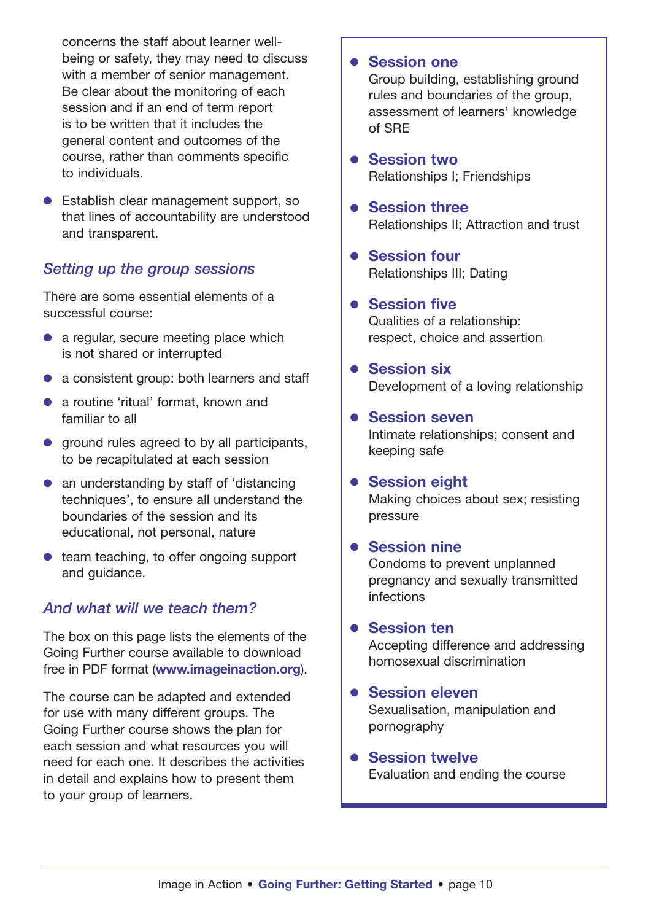concerns the staff about learner well-being or safety, they may need to discuss with a member of senior management. Be clear about the monitoring of each session and if an end of term report is to be written that it includes the general content and outcomes of the course, rather than comments specific to individuals.

- Establish clear management support, so that lines of accountability are understood and transparent.

### *Setting up the group sessions*

There are some essential elements of a successful course:

- a regular, secure meeting place which is not shared or interrupted
- a consistent group: both learners and staff
- a routine 'ritual' format, known and familiar to all
- ground rules agreed to by all participants, to be recapitulated at each session
- an understanding by staff of 'distancing techniques', to ensure all understand the boundaries of the session and its educational, not personal, nature
- team teaching, to offer ongoing support and guidance.

### *And what will we teach them?*

The box on this page lists the elements of the Going Further course available to download free in PDF format (**www.imageinaction.org**).

The course can be adapted and extended for use with many different groups. The Going Further course shows the plan for each session and what resources you will need for each one. It describes the activities in detail and explains how to present them to your group of learners.

- **Session one**
  Group building, establishing ground rules and boundaries of the group, assessment of learners' knowledge of SRE
- **Session two**
  Relationships I; Friendships
- **Session three**
  Relationships II; Attraction and trust
- **Session four**
  Relationships III; Dating
- **Session five**
  Qualities of a relationship: respect, choice and assertion
- **Session six**
  Development of a loving relationship
- **Session seven**
  Intimate relationships; consent and keeping safe
- **Session eight**
  Making choices about sex; resisting pressure
- **Session nine**
  Condoms to prevent unplanned pregnancy and sexually transmitted infections
- **Session ten**
  Accepting difference and addressing homosexual discrimination
- **Session eleven**
  Sexualisation, manipulation and pornography
- **Session twelve**
  Evaluation and ending the course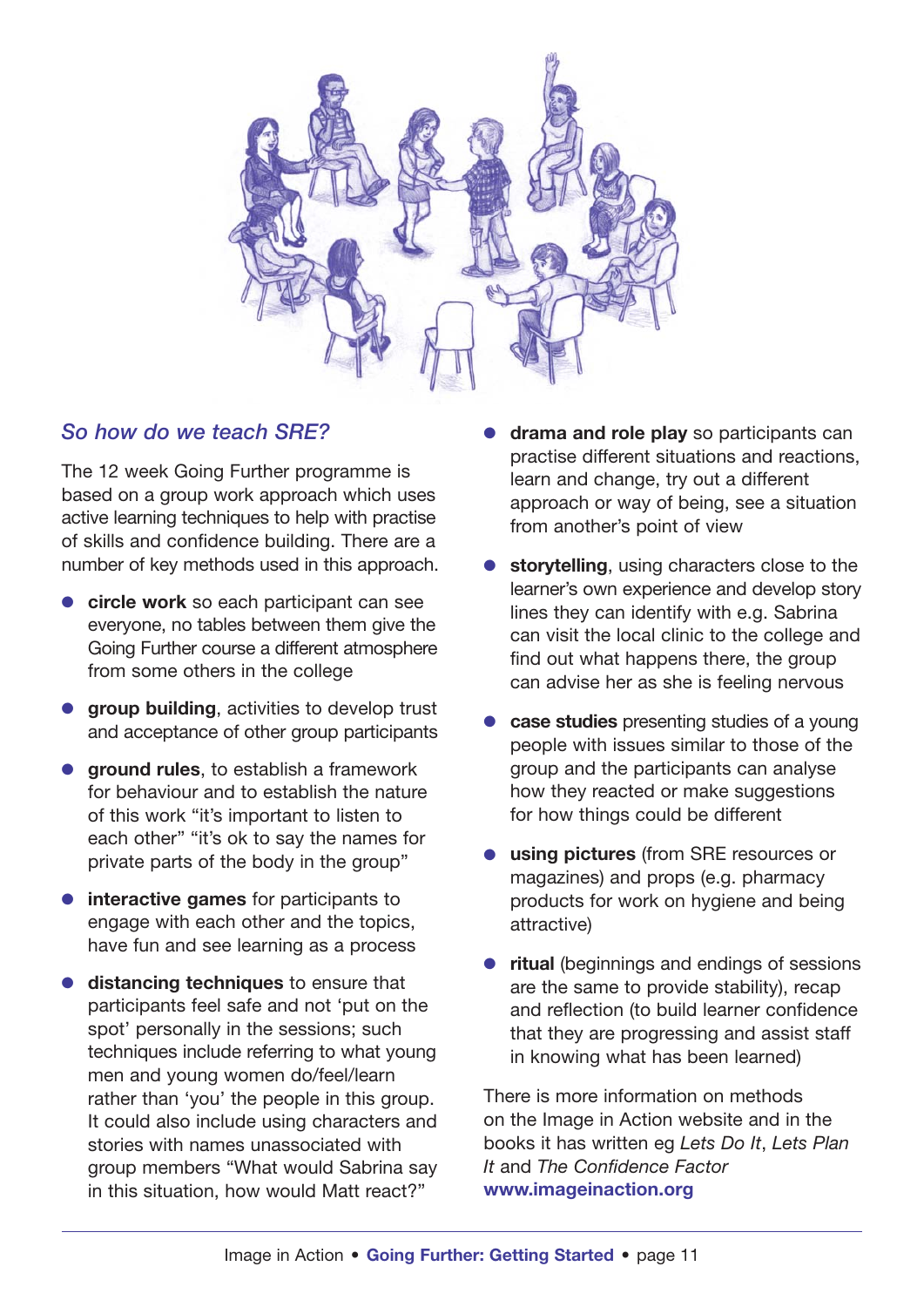## *So how do we teach SRE?*

The 12 week Going Further programme is based on a group work approach which uses active learning techniques to help with practise of skills and confidence building. There are a number of key methods used in this approach.

- **circle work** so each participant can see everyone, no tables between them give the Going Further course a different atmosphere from some others in the college
- **group building**, activities to develop trust and acceptance of other group participants
- **ground rules**, to establish a framework for behaviour and to establish the nature of this work "it's important to listen to each other" "it's ok to say the names for private parts of the body in the group"
- **interactive games** for participants to engage with each other and the topics, have fun and see learning as a process
- **distancing techniques** to ensure that participants feel safe and not 'put on the spot' personally in the sessions; such techniques include referring to what young men and young women do/feel/learn rather than 'you' the people in this group. It could also include using characters and stories with names unassociated with group members "What would Sabrina say in this situation, how would Matt react?"
- **drama and role play** so participants can practise different situations and reactions, learn and change, try out a different approach or way of being, see a situation from another's point of view
- **storytelling**, using characters close to the learner's own experience and develop story lines they can identify with e.g. Sabrina can visit the local clinic to the college and find out what happens there, the group can advise her as she is feeling nervous
- **case studies** presenting studies of a young people with issues similar to those of the group and the participants can analyse how they reacted or make suggestions for how things could be different
- **using pictures** (from SRE resources or magazines) and props (e.g. pharmacy products for work on hygiene and being attractive)
- **ritual** (beginnings and endings of sessions are the same to provide stability), recap and reflection (to build learner confidence that they are progressing and assist staff in knowing what has been learned)

There is more information on methods on the Image in Action website and in the books it has written eg *Lets Do It*, *Lets Plan It* and *The Confidence Factor*
**www.imageinaction.org**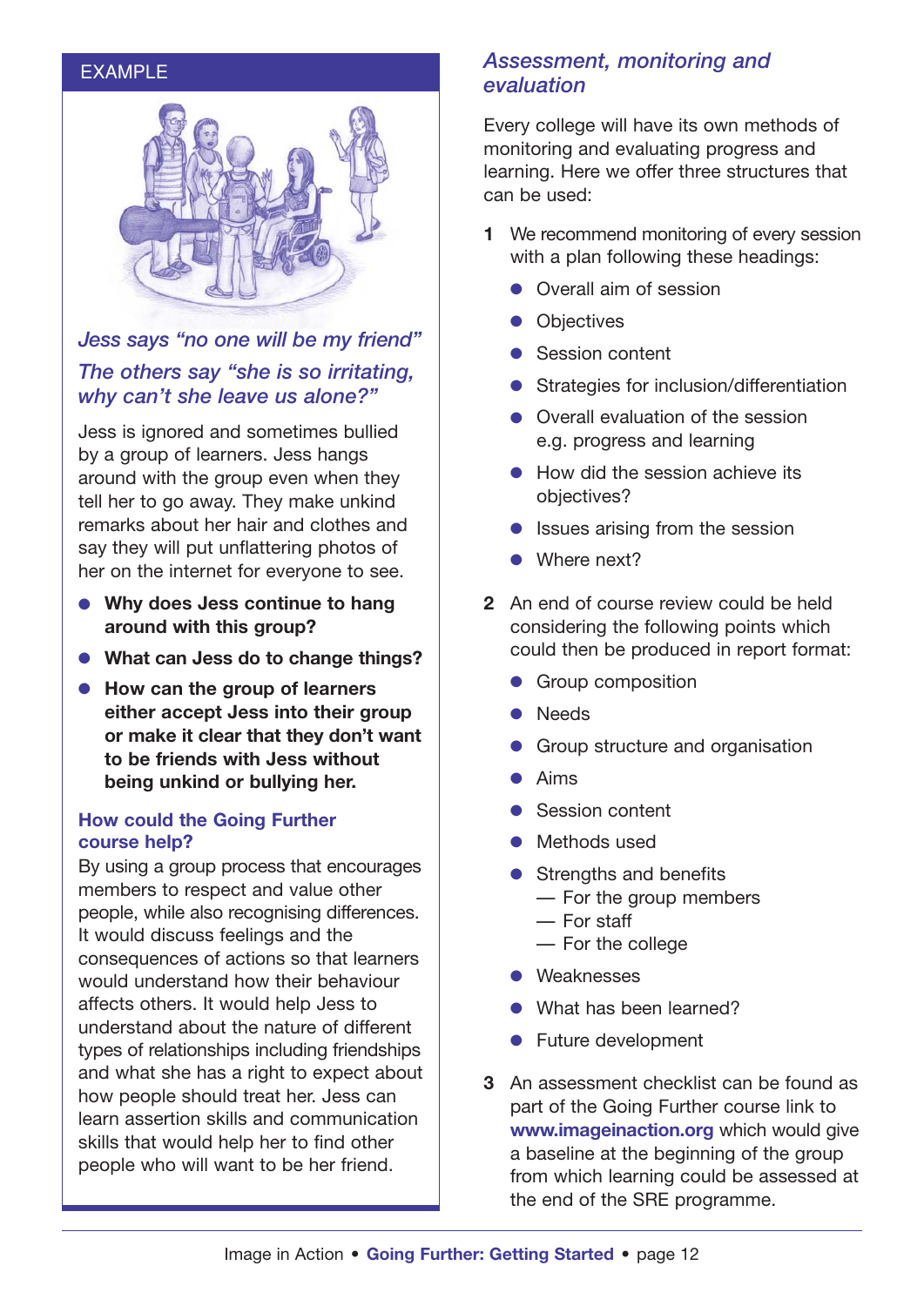EXAMPLE

*Jess says "no one will be my friend"*

*The others say "she is so irritating, why can't she leave us alone?"*

Jess is ignored and sometimes bullied by a group of learners. Jess hangs around with the group even when they tell her to go away. They make unkind remarks about her hair and clothes and say they will put unflattering photos of her on the internet for everyone to see.

- **Why does Jess continue to hang around with this group?**
- **What can Jess do to change things?**
- **How can the group of learners either accept Jess into their group or make it clear that they don't want to be friends with Jess without being unkind or bullying her.**

### How could the Going Further course help?

By using a group process that encourages members to respect and value other people, while also recognising differences. It would discuss feelings and the consequences of actions so that learners would understand how their behaviour affects others. It would help Jess to understand about the nature of different types of relationships including friendships and what she has a right to expect about how people should treat her. Jess can learn assertion skills and communication skills that would help her to find other people who will want to be her friend.

## *Assessment, monitoring and evaluation*

Every college will have its own methods of monitoring and evaluating progress and learning. Here we offer three structures that can be used:

1. We recommend monitoring of every session with a plan following these headings:
   - Overall aim of session
   - Objectives
   - Session content
   - Strategies for inclusion/differentiation
   - Overall evaluation of the session e.g. progress and learning
   - How did the session achieve its objectives?
   - Issues arising from the session
   - Where next?
2. An end of course review could be held considering the following points which could then be produced in report format:
   - Group composition
   - Needs
   - Group structure and organisation
   - Aims
   - Session content
   - Methods used
   - Strengths and benefits
     — For the group members
     — For staff
     — For the college
   - Weaknesses
   - What has been learned?
   - Future development
3. An assessment checklist can be found as part of the Going Further course link to **www.imageinaction.org** which would give a baseline at the beginning of the group from which learning could be assessed at the end of the SRE programme.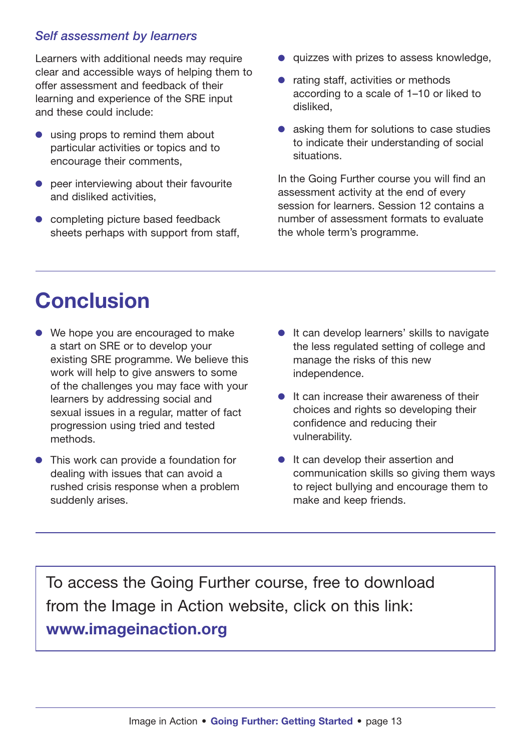### *Self assessment by learners*

Learners with additional needs may require clear and accessible ways of helping them to offer assessment and feedback of their learning and experience of the SRE input and these could include:

- using props to remind them about particular activities or topics and to encourage their comments,
- peer interviewing about their favourite and disliked activities,
- completing picture based feedback sheets perhaps with support from staff,
- quizzes with prizes to assess knowledge,
- rating staff, activities or methods according to a scale of 1–10 or liked to disliked,
- asking them for solutions to case studies to indicate their understanding of social situations.

In the Going Further course you will find an assessment activity at the end of every session for learners. Session 12 contains a number of assessment formats to evaluate the whole term's programme.

# Conclusion

- We hope you are encouraged to make a start on SRE or to develop your existing SRE programme. We believe this work will help to give answers to some of the challenges you may face with your learners by addressing social and sexual issues in a regular, matter of fact progression using tried and tested methods.
- This work can provide a foundation for dealing with issues that can avoid a rushed crisis response when a problem suddenly arises.
- It can develop learners' skills to navigate the less regulated setting of college and manage the risks of this new independence.
- It can increase their awareness of their choices and rights so developing their confidence and reducing their vulnerability.
- It can develop their assertion and communication skills so giving them ways to reject bullying and encourage them to make and keep friends.

To access the Going Further course, free to download from the Image in Action website, click on this link: **www.imageinaction.org**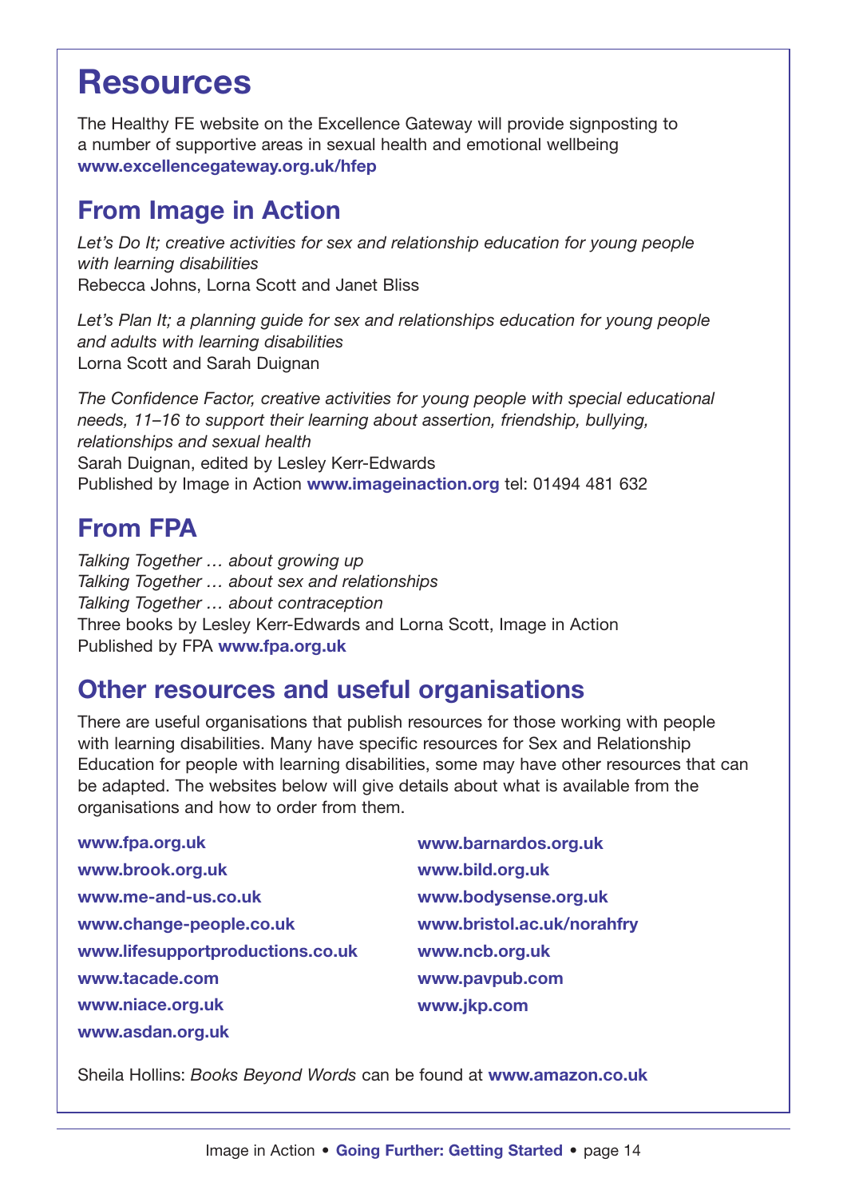# Resources

The Healthy FE website on the Excellence Gateway will provide signposting to a number of supportive areas in sexual health and emotional wellbeing **www.excellencegateway.org.uk/hfep**

## From Image in Action

*Let's Do It; creative activities for sex and relationship education for young people with learning disabilities*
Rebecca Johns, Lorna Scott and Janet Bliss

*Let's Plan It; a planning guide for sex and relationships education for young people and adults with learning disabilities*
Lorna Scott and Sarah Duignan

*The Confidence Factor, creative activities for young people with special educational needs, 11–16 to support their learning about assertion, friendship, bullying, relationships and sexual health*
Sarah Duignan, edited by Lesley Kerr-Edwards
Published by Image in Action **www.imageinaction.org** tel: 01494 481 632

## From FPA

*Talking Together … about growing up*
*Talking Together … about sex and relationships*
*Talking Together … about contraception*
Three books by Lesley Kerr-Edwards and Lorna Scott, Image in Action
Published by FPA **www.fpa.org.uk**

## Other resources and useful organisations

There are useful organisations that publish resources for those working with people with learning disabilities. Many have specific resources for Sex and Relationship Education for people with learning disabilities, some may have other resources that can be adapted. The websites below will give details about what is available from the organisations and how to order from them.

**www.fpa.org.uk**
**www.brook.org.uk**
**www.me-and-us.co.uk**
**www.change-people.co.uk**
**www.lifesupportproductions.co.uk**
**www.tacade.com**
**www.niace.org.uk**
**www.asdan.org.uk**
**www.barnardos.org.uk**
**www.bild.org.uk**
**www.bodysense.org.uk**
**www.bristol.ac.uk/norahfry**
**www.ncb.org.uk**
**www.pavpub.com**
**www.jkp.com**

Sheila Hollins: *Books Beyond Words* can be found at **www.amazon.co.uk**